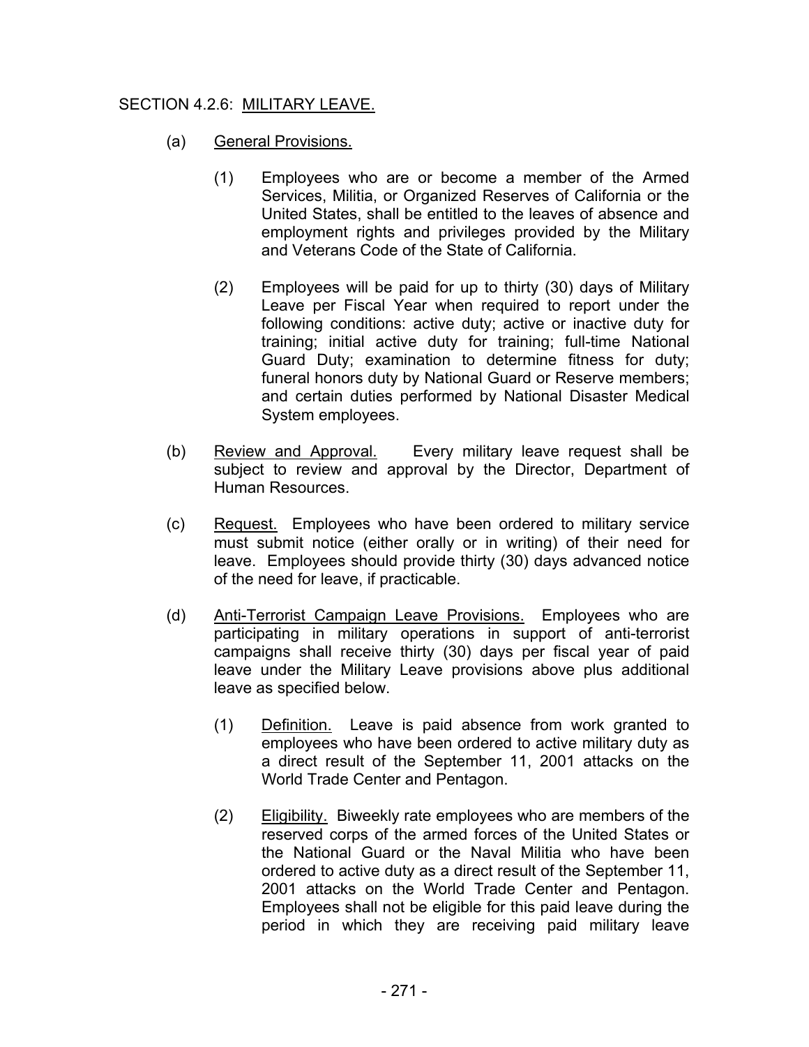## SECTION 4.2.6: MILITARY LEAVE.

(a) General Provisions.

(1) Employees who are or become a member of the Armed Services, Militia, or Organized Reserves of California or the United States, shall be entitled to the leaves of absence and employment rights and privileges provided by the Military and Veterans Code of the State of California.

(2) Employees will be paid for up to thirty (30) days of Military Leave per Fiscal Year when required to report under the following conditions: active duty; active or inactive duty for training; initial active duty for training; full-time National Guard Duty; examination to determine fitness for duty; funeral honors duty by National Guard or Reserve members; and certain duties performed by National Disaster Medical System employees.

(b) Review and Approval. Every military leave request shall be subject to review and approval by the Director, Department of Human Resources.

(c) Request. Employees who have been ordered to military service must submit notice (either orally or in writing) of their need for leave. Employees should provide thirty (30) days advanced notice of the need for leave, if practicable.

(d) Anti-Terrorist Campaign Leave Provisions. Employees who are participating in military operations in support of anti-terrorist campaigns shall receive thirty (30) days per fiscal year of paid leave under the Military Leave provisions above plus additional leave as specified below.

(1) Definition. Leave is paid absence from work granted to employees who have been ordered to active military duty as a direct result of the September 11, 2001 attacks on the World Trade Center and Pentagon.

(2) Eligibility. Biweekly rate employees who are members of the reserved corps of the armed forces of the United States or the National Guard or the Naval Militia who have been ordered to active duty as a direct result of the September 11, 2001 attacks on the World Trade Center and Pentagon. Employees shall not be eligible for this paid leave during the period in which they are receiving paid military leave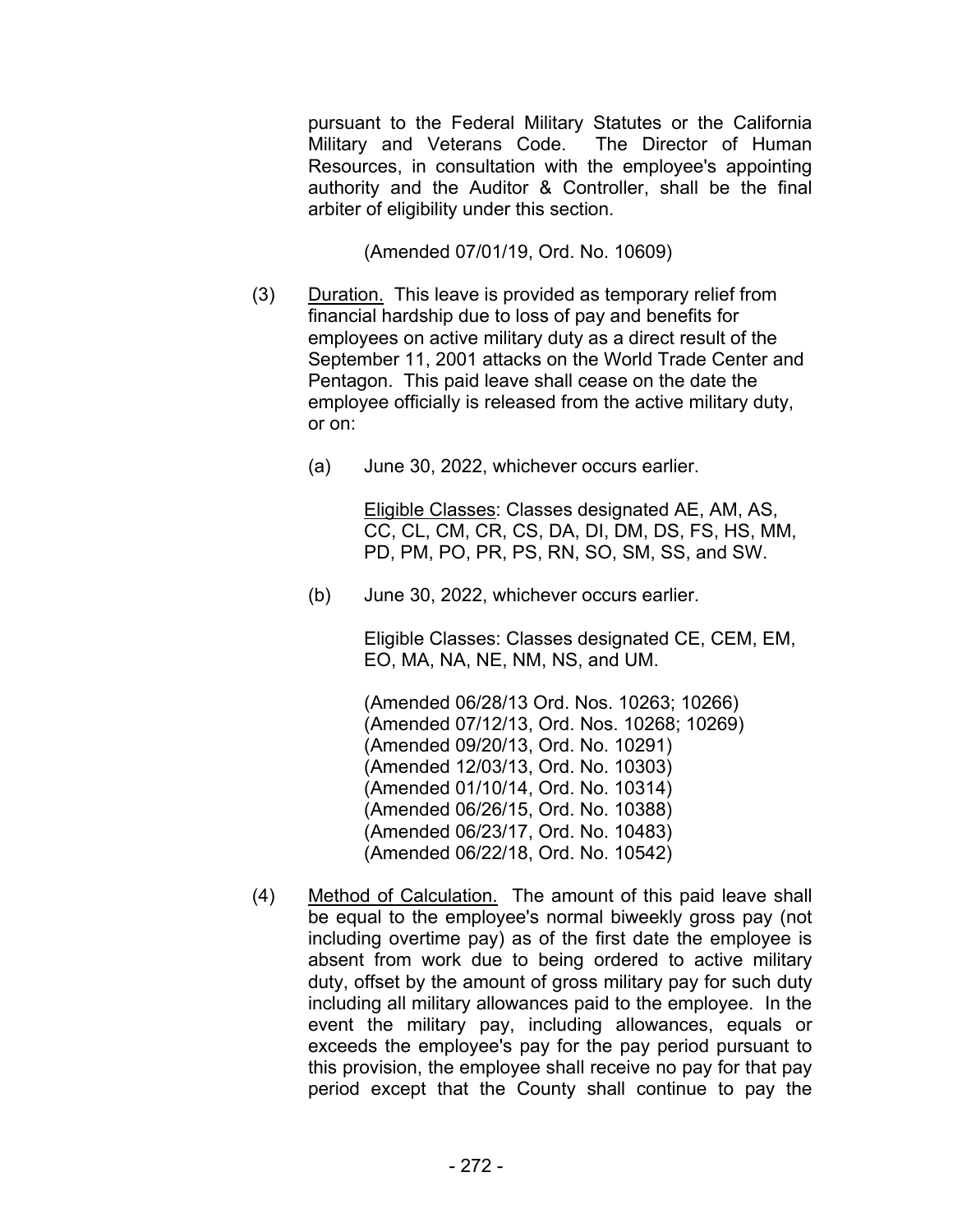pursuant to the Federal Military Statutes or the California Military and Veterans Code. The Director of Human Resources, in consultation with the employee's appointing authority and the Auditor & Controller, shall be the final arbiter of eligibility under this section.

(Amended 07/01/19, Ord. No. 10609)

(3) Duration. This leave is provided as temporary relief from financial hardship due to loss of pay and benefits for employees on active military duty as a direct result of the September 11, 2001 attacks on the World Trade Center and Pentagon. This paid leave shall cease on the date the employee officially is released from the active military duty, or on:

(a) June 30, 2022, whichever occurs earlier.

Eligible Classes: Classes designated AE, AM, AS, CC, CL, CM, CR, CS, DA, DI, DM, DS, FS, HS, MM, PD, PM, PO, PR, PS, RN, SO, SM, SS, and SW.

(b) June 30, 2022, whichever occurs earlier.

Eligible Classes: Classes designated CE, CEM, EM, EO, MA, NA, NE, NM, NS, and UM.

(Amended 06/28/13 Ord. Nos. 10263; 10266)
(Amended 07/12/13, Ord. Nos. 10268; 10269)
(Amended 09/20/13, Ord. No. 10291)
(Amended 12/03/13, Ord. No. 10303)
(Amended 01/10/14, Ord. No. 10314)
(Amended 06/26/15, Ord. No. 10388)
(Amended 06/23/17, Ord. No. 10483)
(Amended 06/22/18, Ord. No. 10542)

(4) Method of Calculation. The amount of this paid leave shall be equal to the employee's normal biweekly gross pay (not including overtime pay) as of the first date the employee is absent from work due to being ordered to active military duty, offset by the amount of gross military pay for such duty including all military allowances paid to the employee. In the event the military pay, including allowances, equals or exceeds the employee's pay for the pay period pursuant to this provision, the employee shall receive no pay for that pay period except that the County shall continue to pay the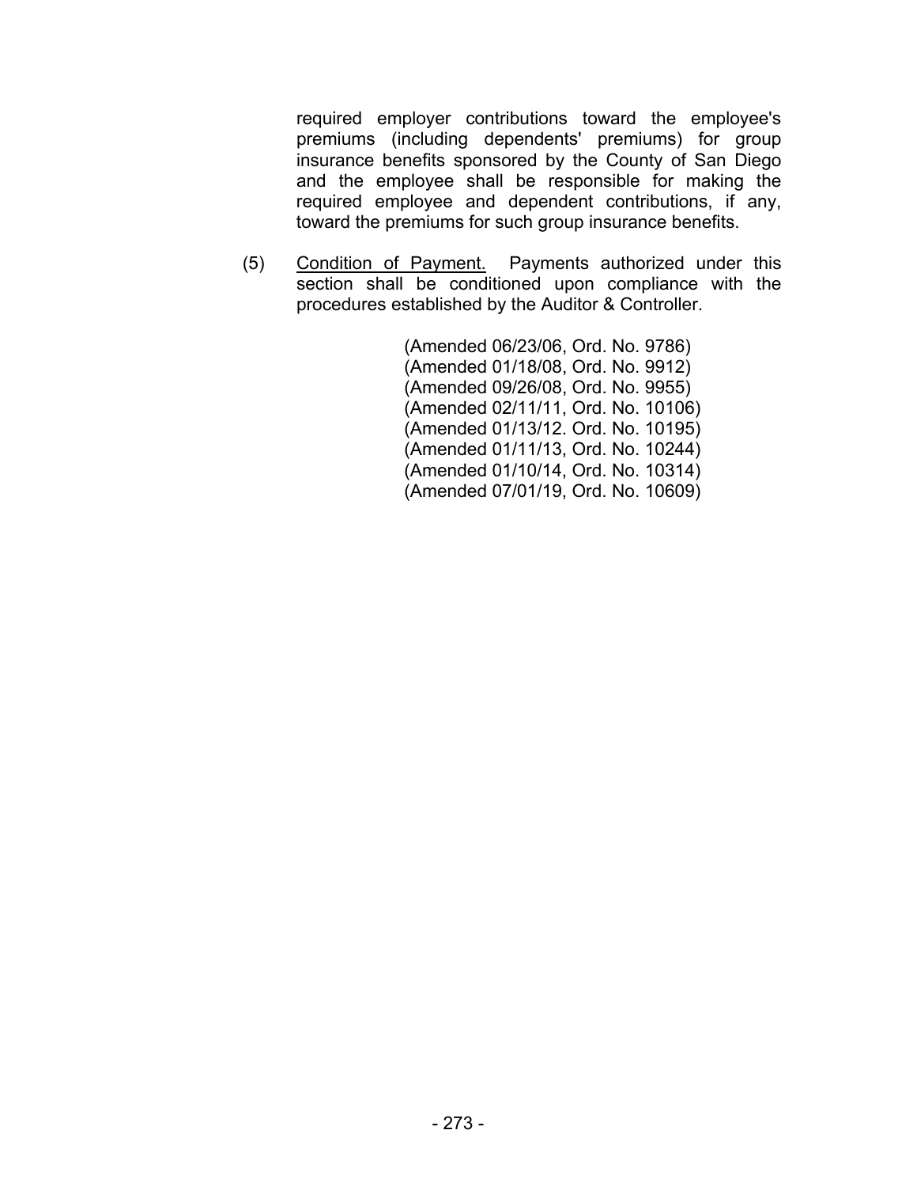required employer contributions toward the employee's premiums (including dependents' premiums) for group insurance benefits sponsored by the County of San Diego and the employee shall be responsible for making the required employee and dependent contributions, if any, toward the premiums for such group insurance benefits.

(5) Condition of Payment. Payments authorized under this section shall be conditioned upon compliance with the procedures established by the Auditor & Controller.

(Amended 06/23/06, Ord. No. 9786)
(Amended 01/18/08, Ord. No. 9912)
(Amended 09/26/08, Ord. No. 9955)
(Amended 02/11/11, Ord. No. 10106)
(Amended 01/13/12. Ord. No. 10195)
(Amended 01/11/13, Ord. No. 10244)
(Amended 01/10/14, Ord. No. 10314)
(Amended 07/01/19, Ord. No. 10609)